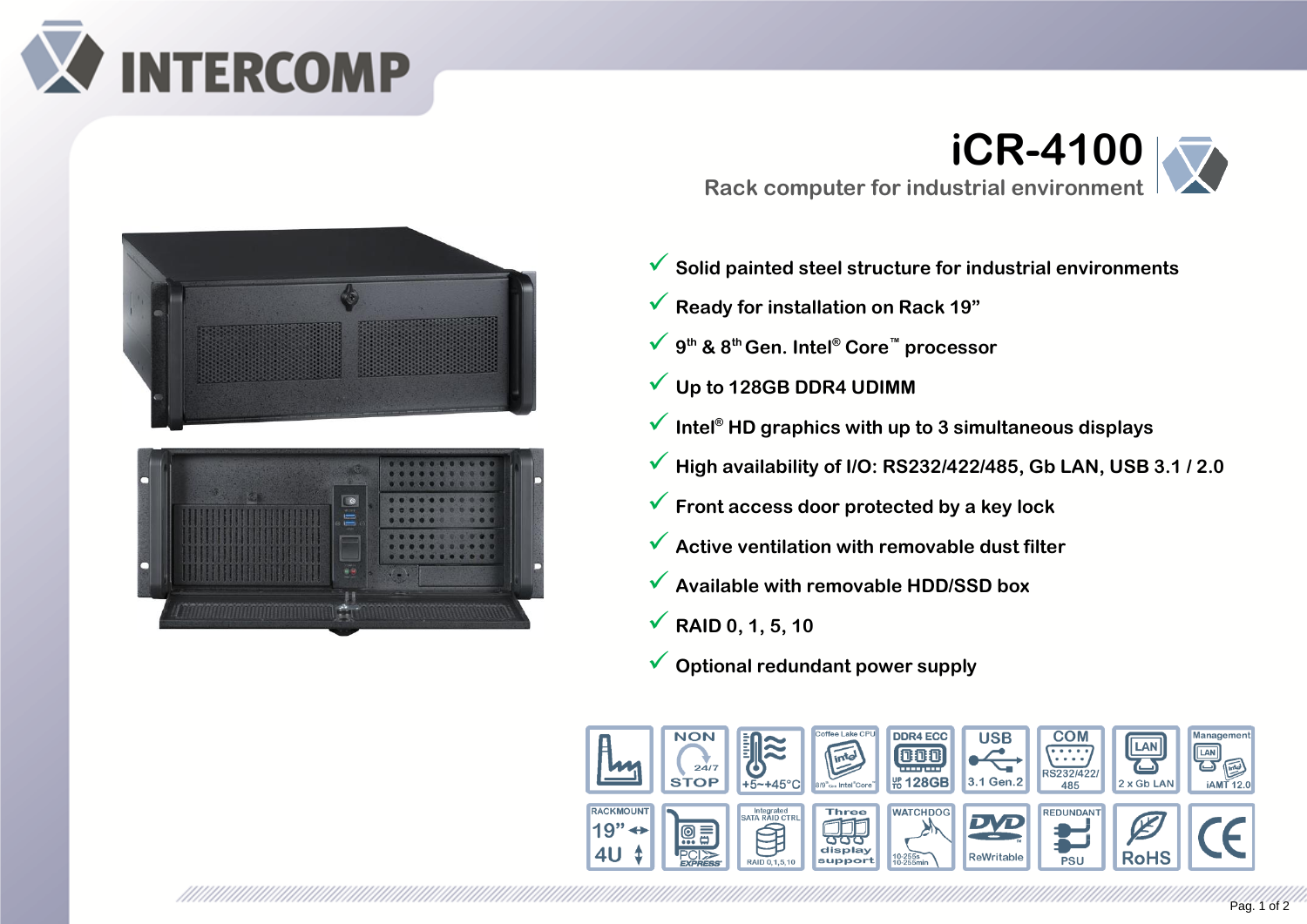# iCR-4100

## Rack computer for industrial environment

- ✓ Solid painted steel structure for industrial environments
- ✓ Ready for installation on Rack 19”
- ✓ 9th & 8th Gen. Intel® Core™ processor
- ✓ Up to 128GB DDR4 UDIMM
- ✓ Intel® HD graphics with up to 3 simultaneous displays
- ✓ High availability of I/O: RS232/422/485, Gb LAN, USB 3.1 / 2.0
- ✓ Front access door protected by a key lock
- ✓ Active ventilation with removable dust filter
- ✓ Available with removable HDD/SSD box
- ✓ RAID 0, 1, 5, 10
- ✓ Optional redundant power supply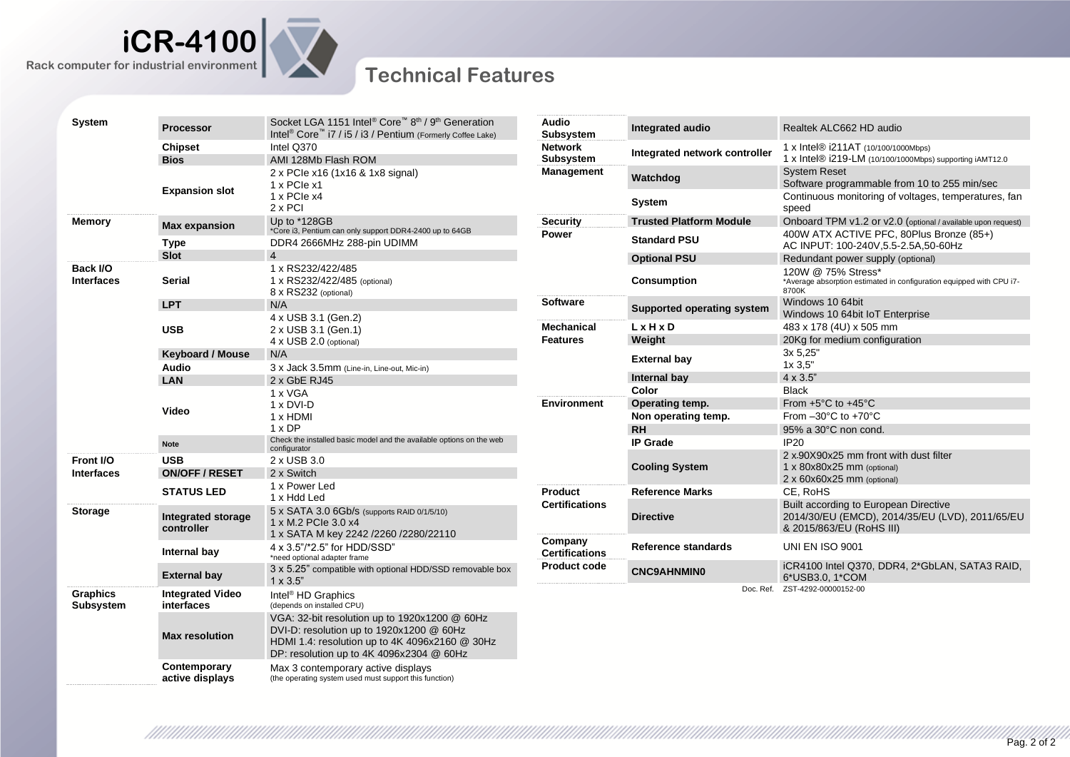# iCR-4100

Rack computer for industrial environment

## Technical Features

| | | |
|---|---|---|
| **System** | **Processor** | Socket LGA 1151 Intel® Core™ 8th / 9th Generation Intel® Core™ i7 / i5 / i3 / Pentium (Formerly Coffee Lake) |
| | **Chipset** | Intel Q370 |
| | **Bios** | AMI 128Mb Flash ROM |
| | **Expansion slot** | 2 x PCIe x16 (1x16 & 1x8 signal)<br>1 x PCIe x1<br>1 x PCIe x4<br>2 x PCI |
| **Memory** | **Max expansion** | Up to *128GB<br>*Core i3, Pentium can only support DDR4-2400 up to 64GB |
| | **Type** | DDR4 2666MHz 288-pin UDIMM |
| | **Slot** | 4 |
| **Back I/O Interfaces** | **Serial** | 1 x RS232/422/485<br>1 x RS232/422/485 (optional)<br>8 x RS232 (optional) |
| | **LPT** | N/A |
| | **USB** | 4 x USB 3.1 (Gen.2)<br>2 x USB 3.1 (Gen.1)<br>4 x USB 2.0 (optional) |
| | **Keyboard / Mouse** | N/A |
| | **Audio** | 3 x Jack 3.5mm (Line-in, Line-out, Mic-in) |
| | **LAN** | 2 x GbE RJ45 |
| | **Video** | 1 x VGA<br>1 x DVI-D<br>1 x HDMI<br>1 x DP |
| | **Note** | Check the installed basic model and the available options on the web configurator |
| **Front I/O Interfaces** | **USB** | 2 x USB 3.0 |
| | **ON/OFF / RESET** | 2 x Switch |
| | **STATUS LED** | 1 x Power Led<br>1 x Hdd Led |
| **Storage** | **Integrated storage controller** | 5 x SATA 3.0 6Gb/s (supports RAID 0/1/5/10)<br>1 x M.2 PCIe 3.0 x4<br>1 x SATA M key 2242 /2260 /2280/22110 |
| | **Internal bay** | 4 x 3.5"/*2.5" for HDD/SSD"<br>*need optional adapter frame |
| | **External bay** | 3 x 5.25" compatible with optional HDD/SSD removable box<br>1 x 3.5" |
| **Graphics Subsystem** | **Integrated Video interfaces** | Intel® HD Graphics<br>(depends on installed CPU) |
| | **Max resolution** | VGA: 32-bit resolution up to 1920x1200 @ 60Hz<br>DVI-D: resolution up to 1920x1200 @ 60Hz<br>HDMI 1.4: resolution up to 4K 4096x2160 @ 30Hz<br>DP: resolution up to 4K 4096x2304 @ 60Hz |
| | **Contemporary active displays** | Max 3 contemporary active displays<br>(the operating system used must support this function) |
| **Audio Subsystem** | **Integrated audio** | Realtek ALC662 HD audio |
| **Network Subsystem** | **Integrated network controller** | 1 x Intel® i211AT (10/100/1000Mbps)<br>1 x Intel® i219-LM (10/100/1000Mbps) supporting iAMT12.0 |
| **Management** | **Watchdog** | System Reset<br>Software programmable from 10 to 255 min/sec |
| | **System** | Continuous monitoring of voltages, temperatures, fan speed |
| **Security** | **Trusted Platform Module** | Onboard TPM v1.2 or v2.0 (optional / available upon request) |
| **Power** | **Standard PSU** | 400W ATX ACTIVE PFC, 80Plus Bronze (85+)<br>AC INPUT: 100-240V,5.5-2.5A,50-60Hz |
| | **Optional PSU** | Redundant power supply (optional) |
| | **Consumption** | 120W @ 75% Stress*<br>*Average absorption estimated in configuration equipped with CPU i7-8700K |
| **Software** | **Supported operating system** | Windows 10 64bit<br>Windows 10 64bit IoT Enterprise |
| **Mechanical Features** | **L x H x D** | 483 x 178 (4U) x 505 mm |
| | **Weight** | 20Kg for medium configuration |
| | **External bay** | 3x 5,25"<br>1x 3,5" |
| | **Internal bay** | 4 x 3.5" |
| | **Color** | Black |
| **Environment** | **Operating temp.** | From +5°C to +45°C |
| | **Non operating temp.** | From –30°C to +70°C |
| | **RH** | 95% a 30°C non cond. |
| | **IP Grade** | IP20 |
| | **Cooling System** | 2 x.90X90x25 mm front with dust filter<br>1 x 80x80x25 mm (optional)<br>2 x 60x60x25 mm (optional) |
| **Product Certifications** | **Reference Marks** | CE, RoHS |
| | **Directive** | Built according to European Directive 2014/30/EU (EMCD), 2014/35/EU (LVD), 2011/65/EU & 2015/863/EU (RoHS III) |
| **Company Certifications** | **Reference standards** | UNI EN ISO 9001 |
| **Product code** | **CNC9AHNMIN0** | iCR4100 Intel Q370, DDR4, 2*GbLAN, SATA3 RAID, 6*USB3.0, 1*COM |

Doc. Ref. ZST-4292-00000152-00